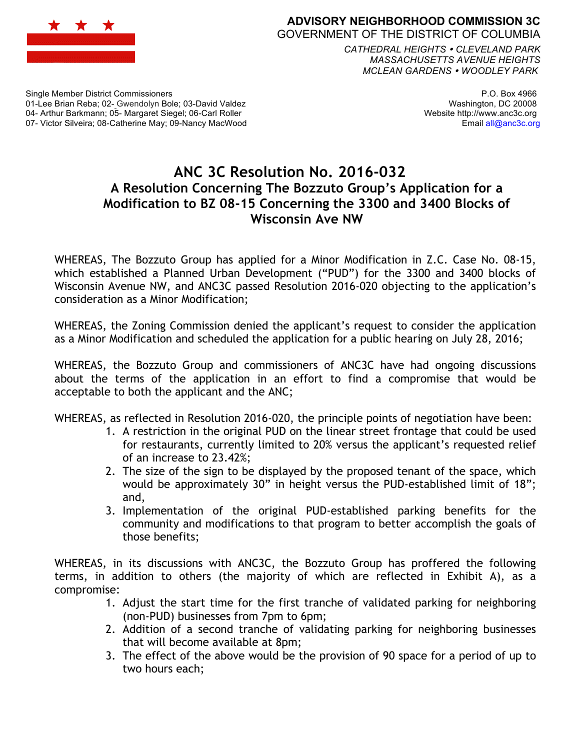**ADVISORY NEIGHBORHOOD COMMISSION 3C**
GOVERNMENT OF THE DISTRICT OF COLUMBIA

*CATHEDRAL HEIGHTS • CLEVELAND PARK*
*MASSACHUSETTS AVENUE HEIGHTS*
*MCLEAN GARDENS • WOODLEY PARK*

Single Member District Commissioners
01-Lee Brian Reba; 02- Gwendolyn Bole; 03-David Valdez
04- Arthur Barkmann; 05- Margaret Siegel; 06-Carl Roller
07- Victor Silveira; 08-Catherine May; 09-Nancy MacWood

P.O. Box 4966
Washington, DC 20008
Website http://www.anc3c.org
Email all@anc3c.org

# ANC 3C Resolution No. 2016-032

## A Resolution Concerning The Bozzuto Group's Application for a Modification to BZ 08-15 Concerning the 3300 and 3400 Blocks of Wisconsin Ave NW

WHEREAS, The Bozzuto Group has applied for a Minor Modification in Z.C. Case No. 08-15, which established a Planned Urban Development ("PUD") for the 3300 and 3400 blocks of Wisconsin Avenue NW, and ANC3C passed Resolution 2016-020 objecting to the application's consideration as a Minor Modification;

WHEREAS, the Zoning Commission denied the applicant's request to consider the application as a Minor Modification and scheduled the application for a public hearing on July 28, 2016;

WHEREAS, the Bozzuto Group and commissioners of ANC3C have had ongoing discussions about the terms of the application in an effort to find a compromise that would be acceptable to both the applicant and the ANC;

WHEREAS, as reflected in Resolution 2016-020, the principle points of negotiation have been:

1. A restriction in the original PUD on the linear street frontage that could be used for restaurants, currently limited to 20% versus the applicant's requested relief of an increase to 23.42%;
2. The size of the sign to be displayed by the proposed tenant of the space, which would be approximately 30" in height versus the PUD-established limit of 18"; and,
3. Implementation of the original PUD-established parking benefits for the community and modifications to that program to better accomplish the goals of those benefits;

WHEREAS, in its discussions with ANC3C, the Bozzuto Group has proffered the following terms, in addition to others (the majority of which are reflected in Exhibit A), as a compromise:

1. Adjust the start time for the first tranche of validated parking for neighboring (non-PUD) businesses from 7pm to 6pm;
2. Addition of a second tranche of validating parking for neighboring businesses that will become available at 8pm;
3. The effect of the above would be the provision of 90 space for a period of up to two hours each;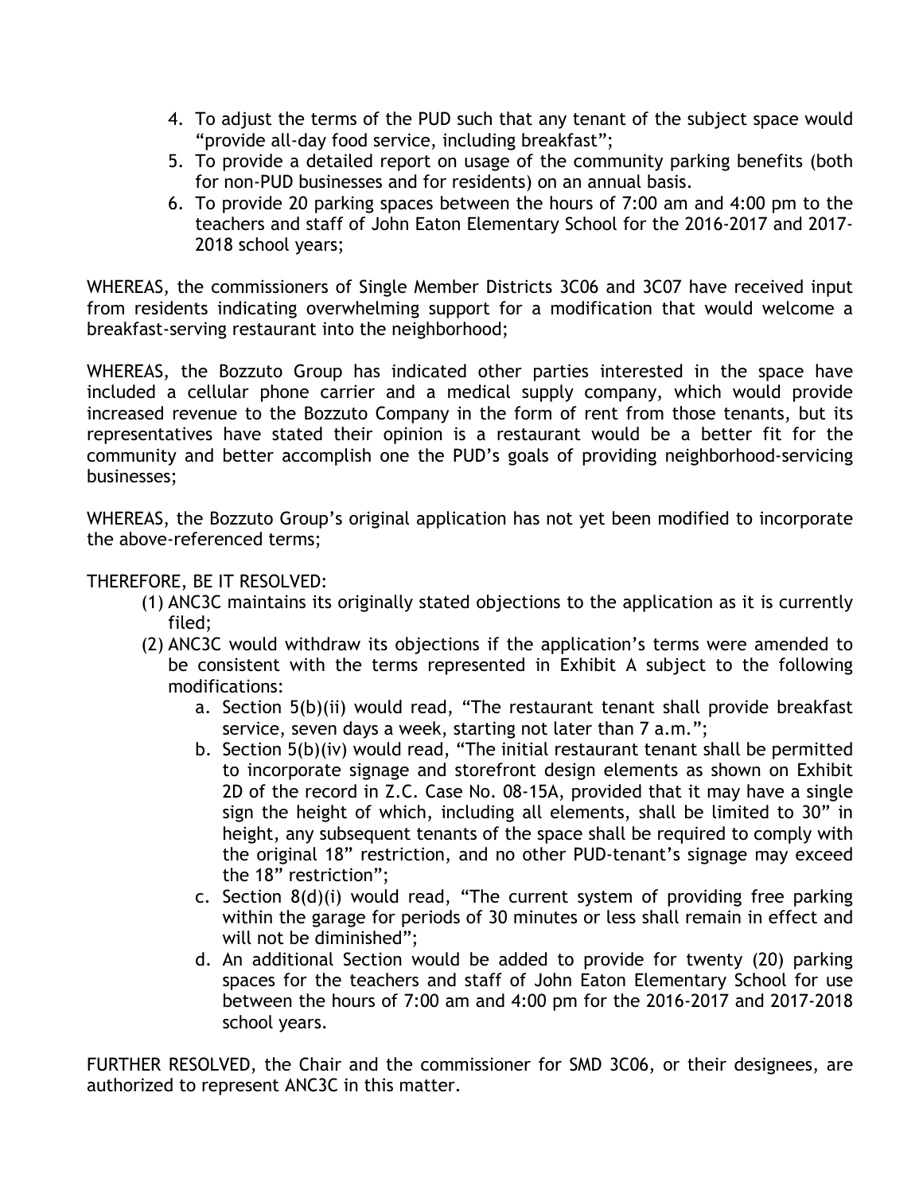4. To adjust the terms of the PUD such that any tenant of the subject space would "provide all-day food service, including breakfast";
5. To provide a detailed report on usage of the community parking benefits (both for non-PUD businesses and for residents) on an annual basis.
6. To provide 20 parking spaces between the hours of 7:00 am and 4:00 pm to the teachers and staff of John Eaton Elementary School for the 2016-2017 and 2017-2018 school years;

WHEREAS, the commissioners of Single Member Districts 3C06 and 3C07 have received input from residents indicating overwhelming support for a modification that would welcome a breakfast-serving restaurant into the neighborhood;

WHEREAS, the Bozzuto Group has indicated other parties interested in the space have included a cellular phone carrier and a medical supply company, which would provide increased revenue to the Bozzuto Company in the form of rent from those tenants, but its representatives have stated their opinion is a restaurant would be a better fit for the community and better accomplish one the PUD's goals of providing neighborhood-servicing businesses;

WHEREAS, the Bozzuto Group's original application has not yet been modified to incorporate the above-referenced terms;

THEREFORE, BE IT RESOLVED:

(1) ANC3C maintains its originally stated objections to the application as it is currently filed;
(2) ANC3C would withdraw its objections if the application's terms were amended to be consistent with the terms represented in Exhibit A subject to the following modifications:
    a. Section 5(b)(ii) would read, "The restaurant tenant shall provide breakfast service, seven days a week, starting not later than 7 a.m.";
    b. Section 5(b)(iv) would read, "The initial restaurant tenant shall be permitted to incorporate signage and storefront design elements as shown on Exhibit 2D of the record in Z.C. Case No. 08-15A, provided that it may have a single sign the height of which, including all elements, shall be limited to 30" in height, any subsequent tenants of the space shall be required to comply with the original 18" restriction, and no other PUD-tenant's signage may exceed the 18" restriction";
    c. Section 8(d)(i) would read, "The current system of providing free parking within the garage for periods of 30 minutes or less shall remain in effect and will not be diminished";
    d. An additional Section would be added to provide for twenty (20) parking spaces for the teachers and staff of John Eaton Elementary School for use between the hours of 7:00 am and 4:00 pm for the 2016-2017 and 2017-2018 school years.

FURTHER RESOLVED, the Chair and the commissioner for SMD 3C06, or their designees, are authorized to represent ANC3C in this matter.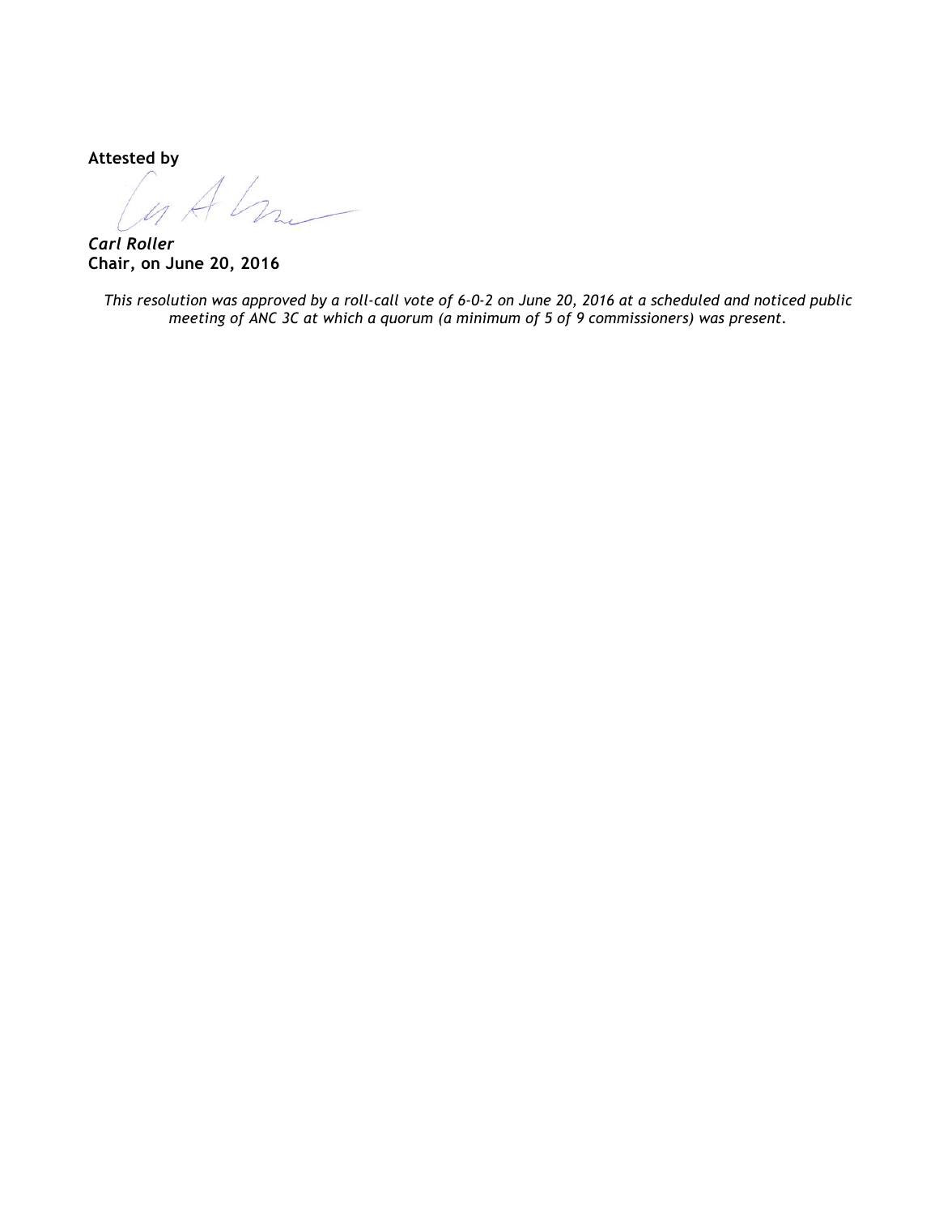**Attested by**

***Carl Roller***
**Chair, on June 20, 2016**

*This resolution was approved by a roll-call vote of 6-0-2 on June 20, 2016 at a scheduled and noticed public meeting of ANC 3C at which a quorum (a minimum of 5 of 9 commissioners) was present.*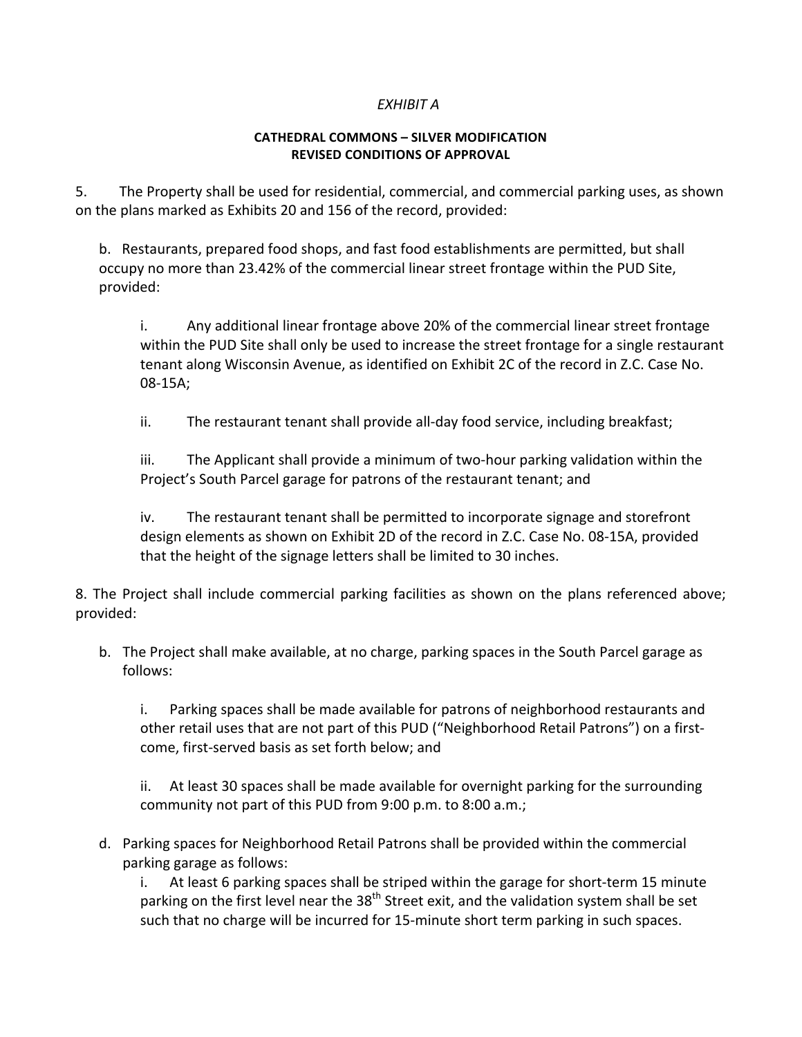*EXHIBIT A*

**CATHEDRAL COMMONS – SILVER MODIFICATION**
**REVISED CONDITIONS OF APPROVAL**

5. The Property shall be used for residential, commercial, and commercial parking uses, as shown on the plans marked as Exhibits 20 and 156 of the record, provided:

   b. Restaurants, prepared food shops, and fast food establishments are permitted, but shall occupy no more than 23.42% of the commercial linear street frontage within the PUD Site, provided:

      i. Any additional linear frontage above 20% of the commercial linear street frontage within the PUD Site shall only be used to increase the street frontage for a single restaurant tenant along Wisconsin Avenue, as identified on Exhibit 2C of the record in Z.C. Case No. 08-15A;

      ii. The restaurant tenant shall provide all-day food service, including breakfast;

      iii. The Applicant shall provide a minimum of two-hour parking validation within the Project's South Parcel garage for patrons of the restaurant tenant; and

      iv. The restaurant tenant shall be permitted to incorporate signage and storefront design elements as shown on Exhibit 2D of the record in Z.C. Case No. 08-15A, provided that the height of the signage letters shall be limited to 30 inches.

8. The Project shall include commercial parking facilities as shown on the plans referenced above; provided:

   b. The Project shall make available, at no charge, parking spaces in the South Parcel garage as follows:

      i. Parking spaces shall be made available for patrons of neighborhood restaurants and other retail uses that are not part of this PUD ("Neighborhood Retail Patrons") on a first-come, first-served basis as set forth below; and

      ii. At least 30 spaces shall be made available for overnight parking for the surrounding community not part of this PUD from 9:00 p.m. to 8:00 a.m.;

   d. Parking spaces for Neighborhood Retail Patrons shall be provided within the commercial parking garage as follows:

      i. At least 6 parking spaces shall be striped within the garage for short-term 15 minute parking on the first level near the 38th Street exit, and the validation system shall be set such that no charge will be incurred for 15-minute short term parking in such spaces.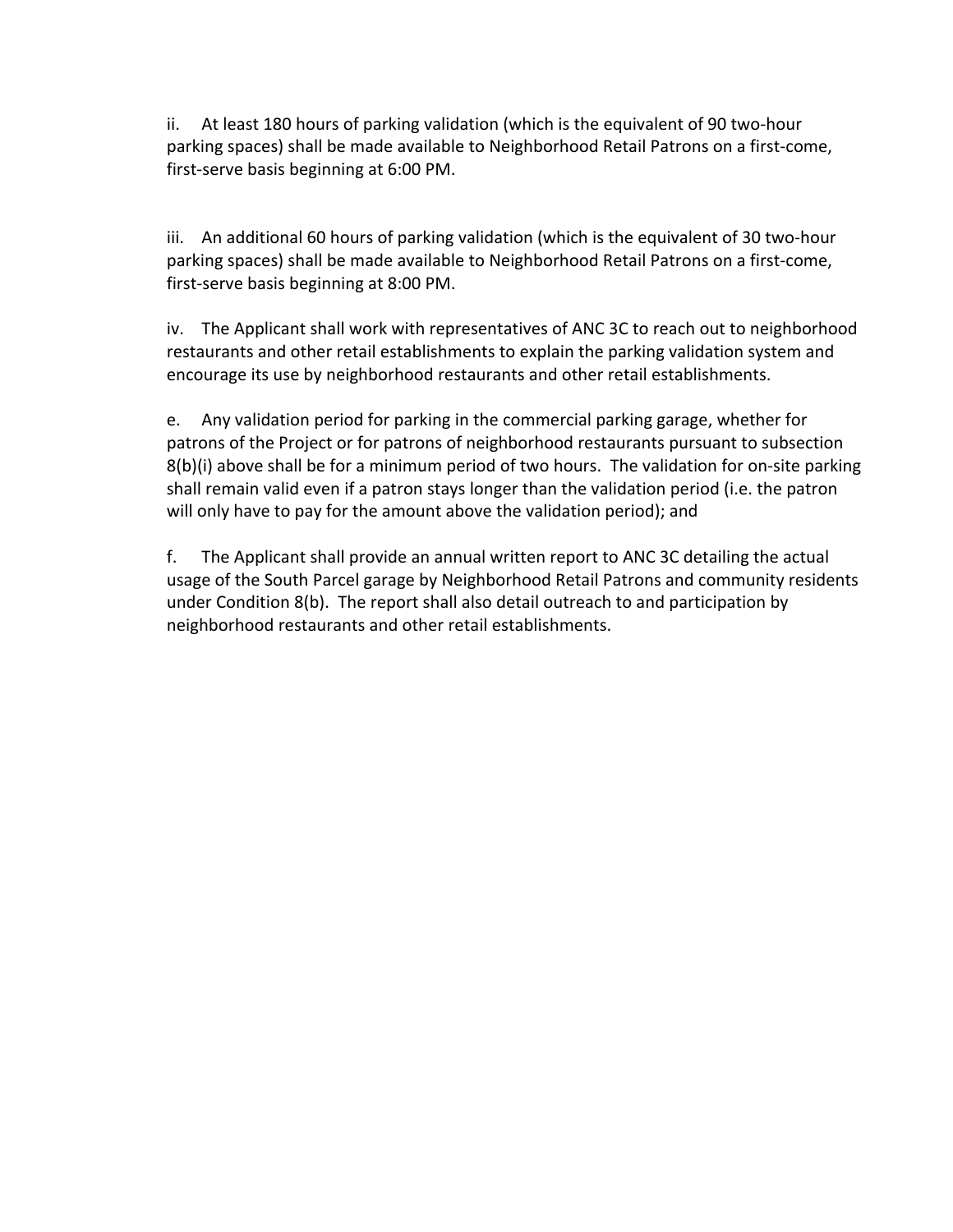ii. At least 180 hours of parking validation (which is the equivalent of 90 two-hour parking spaces) shall be made available to Neighborhood Retail Patrons on a first-come, first-serve basis beginning at 6:00 PM.

iii. An additional 60 hours of parking validation (which is the equivalent of 30 two-hour parking spaces) shall be made available to Neighborhood Retail Patrons on a first-come, first-serve basis beginning at 8:00 PM.

iv. The Applicant shall work with representatives of ANC 3C to reach out to neighborhood restaurants and other retail establishments to explain the parking validation system and encourage its use by neighborhood restaurants and other retail establishments.

e. Any validation period for parking in the commercial parking garage, whether for patrons of the Project or for patrons of neighborhood restaurants pursuant to subsection 8(b)(i) above shall be for a minimum period of two hours. The validation for on-site parking shall remain valid even if a patron stays longer than the validation period (i.e. the patron will only have to pay for the amount above the validation period); and

f. The Applicant shall provide an annual written report to ANC 3C detailing the actual usage of the South Parcel garage by Neighborhood Retail Patrons and community residents under Condition 8(b). The report shall also detail outreach to and participation by neighborhood restaurants and other retail establishments.